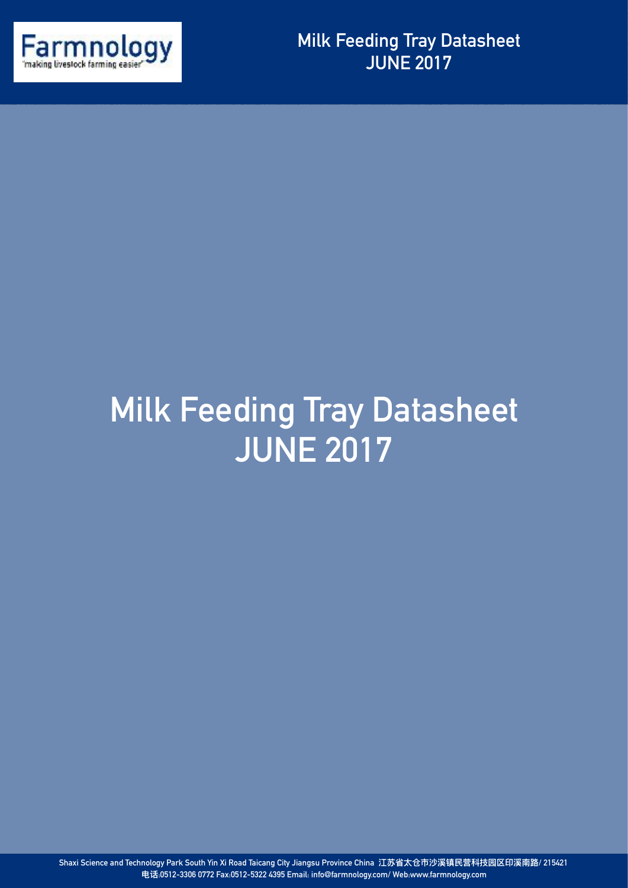# Milk Feeding Tray Datasheet
# JUNE 2017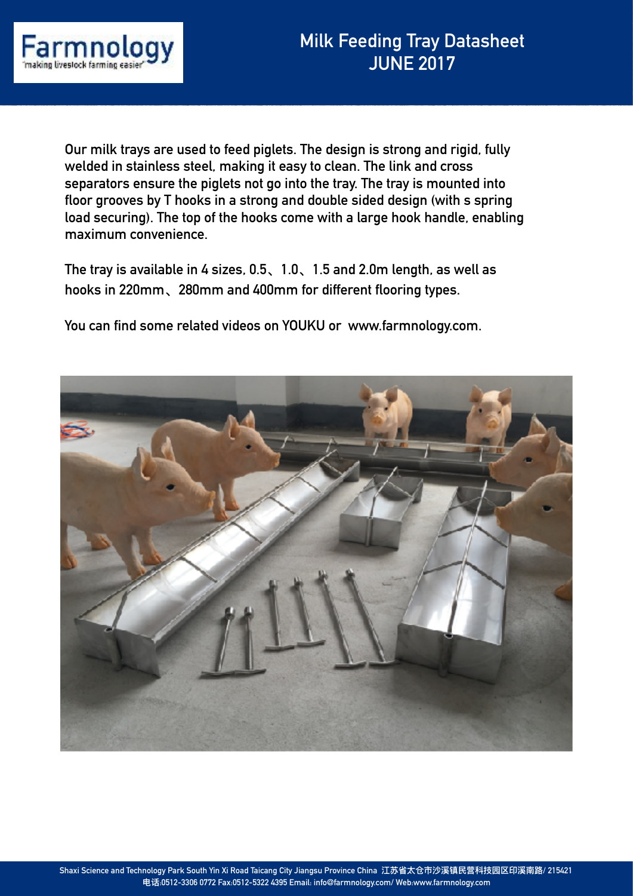# Milk Feeding Tray Datasheet
## JUNE 2017

Our milk trays are used to feed piglets. The design is strong and rigid, fully welded in stainless steel, making it easy to clean. The link and cross separators ensure the piglets not go into the tray. The tray is mounted into floor grooves by T hooks in a strong and double sided design (with s spring load securing). The top of the hooks come with a large hook handle, enabling maximum convenience.

The tray is available in 4 sizes, 0.5、1.0、1.5 and 2.0m length, as well as hooks in 220mm、280mm and 400mm for different flooring types.

You can find some related videos on YOUKU or www.farmnology.com.

Shaxi Science and Technology Park South Yin Xi Road Taicang City Jiangsu Province China 江苏省太仓市沙溪镇民营科技园区印溪南路/ 215421
电话:0512-3306 0772 Fax:0512-5322 4395 Email: info@farmnology.com/ Web:www.farmnology.com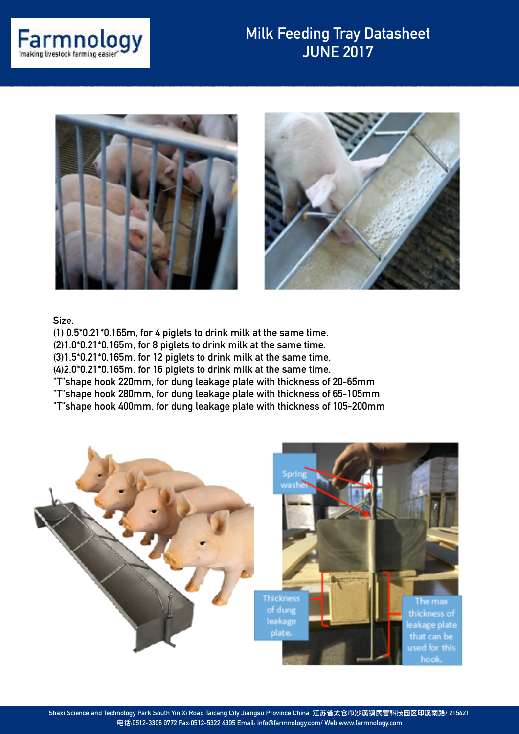# Milk Feeding Tray Datasheet
## JUNE 2017

Size:

(1) 0.5*0.21*0.165m, for 4 piglets to drink milk at the same time.
(2)1.0*0.21*0.165m, for 8 piglets to drink milk at the same time.
(3)1.5*0.21*0.165m, for 12 piglets to drink milk at the same time.
(4)2.0*0.21*0.165m, for 16 piglets to drink milk at the same time.
"T"shape hook 220mm, for dung leakage plate with thickness of 20-65mm
"T"shape hook 280mm, for dung leakage plate with thickness of 65-105mm
"T"shape hook 400mm, for dung leakage plate with thickness of 105-200mm

Spring washer

Thickness of dung leakage plate.

The max thickness of leakage plate that can be used for this hook.

Shaxi Science and Technology Park South Yin Xi Road Taicang City Jiangsu Province China 江苏省太仓市沙溪镇民营科技园区印溪南路/ 215421
电话:0512-3306 0772 Fax:0512-5322 4395 Email: info@farmnology.com/ Web:www.farmnology.com